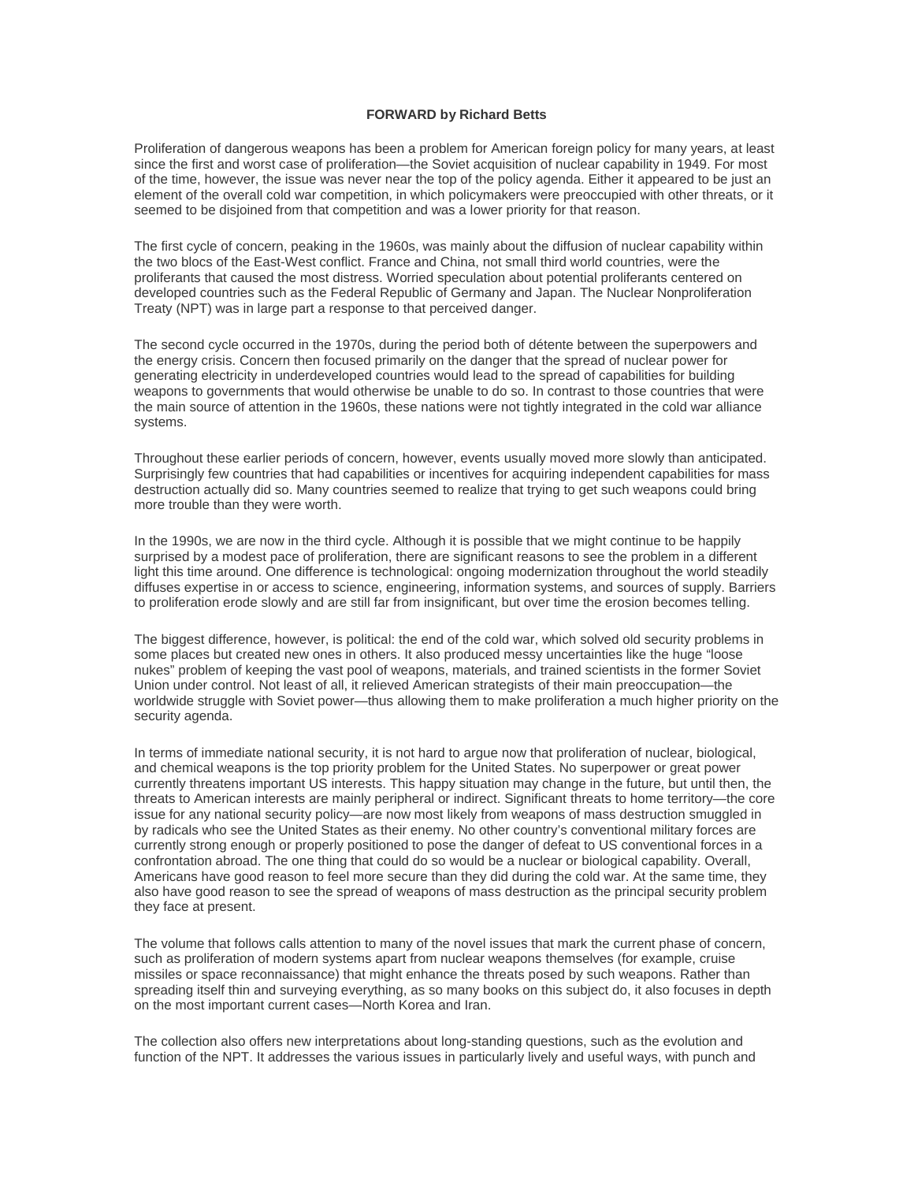**FORWARD by Richard Betts**

Proliferation of dangerous weapons has been a problem for American foreign policy for many years, at least since the first and worst case of proliferation—the Soviet acquisition of nuclear capability in 1949. For most of the time, however, the issue was never near the top of the policy agenda. Either it appeared to be just an element of the overall cold war competition, in which policymakers were preoccupied with other threats, or it seemed to be disjoined from that competition and was a lower priority for that reason.

The first cycle of concern, peaking in the 1960s, was mainly about the diffusion of nuclear capability within the two blocs of the East-West conflict. France and China, not small third world countries, were the proliferants that caused the most distress. Worried speculation about potential proliferants centered on developed countries such as the Federal Republic of Germany and Japan. The Nuclear Nonproliferation Treaty (NPT) was in large part a response to that perceived danger.

The second cycle occurred in the 1970s, during the period both of détente between the superpowers and the energy crisis. Concern then focused primarily on the danger that the spread of nuclear power for generating electricity in underdeveloped countries would lead to the spread of capabilities for building weapons to governments that would otherwise be unable to do so. In contrast to those countries that were the main source of attention in the 1960s, these nations were not tightly integrated in the cold war alliance systems.

Throughout these earlier periods of concern, however, events usually moved more slowly than anticipated. Surprisingly few countries that had capabilities or incentives for acquiring independent capabilities for mass destruction actually did so. Many countries seemed to realize that trying to get such weapons could bring more trouble than they were worth.

In the 1990s, we are now in the third cycle. Although it is possible that we might continue to be happily surprised by a modest pace of proliferation, there are significant reasons to see the problem in a different light this time around. One difference is technological: ongoing modernization throughout the world steadily diffuses expertise in or access to science, engineering, information systems, and sources of supply. Barriers to proliferation erode slowly and are still far from insignificant, but over time the erosion becomes telling.

The biggest difference, however, is political: the end of the cold war, which solved old security problems in some places but created new ones in others. It also produced messy uncertainties like the huge "loose nukes" problem of keeping the vast pool of weapons, materials, and trained scientists in the former Soviet Union under control. Not least of all, it relieved American strategists of their main preoccupation—the worldwide struggle with Soviet power—thus allowing them to make proliferation a much higher priority on the security agenda.

In terms of immediate national security, it is not hard to argue now that proliferation of nuclear, biological, and chemical weapons is the top priority problem for the United States. No superpower or great power currently threatens important US interests. This happy situation may change in the future, but until then, the threats to American interests are mainly peripheral or indirect. Significant threats to home territory—the core issue for any national security policy—are now most likely from weapons of mass destruction smuggled in by radicals who see the United States as their enemy. No other country's conventional military forces are currently strong enough or properly positioned to pose the danger of defeat to US conventional forces in a confrontation abroad. The one thing that could do so would be a nuclear or biological capability. Overall, Americans have good reason to feel more secure than they did during the cold war. At the same time, they also have good reason to see the spread of weapons of mass destruction as the principal security problem they face at present.

The volume that follows calls attention to many of the novel issues that mark the current phase of concern, such as proliferation of modern systems apart from nuclear weapons themselves (for example, cruise missiles or space reconnaissance) that might enhance the threats posed by such weapons. Rather than spreading itself thin and surveying everything, as so many books on this subject do, it also focuses in depth on the most important current cases—North Korea and Iran.

The collection also offers new interpretations about long-standing questions, such as the evolution and function of the NPT. It addresses the various issues in particularly lively and useful ways, with punch and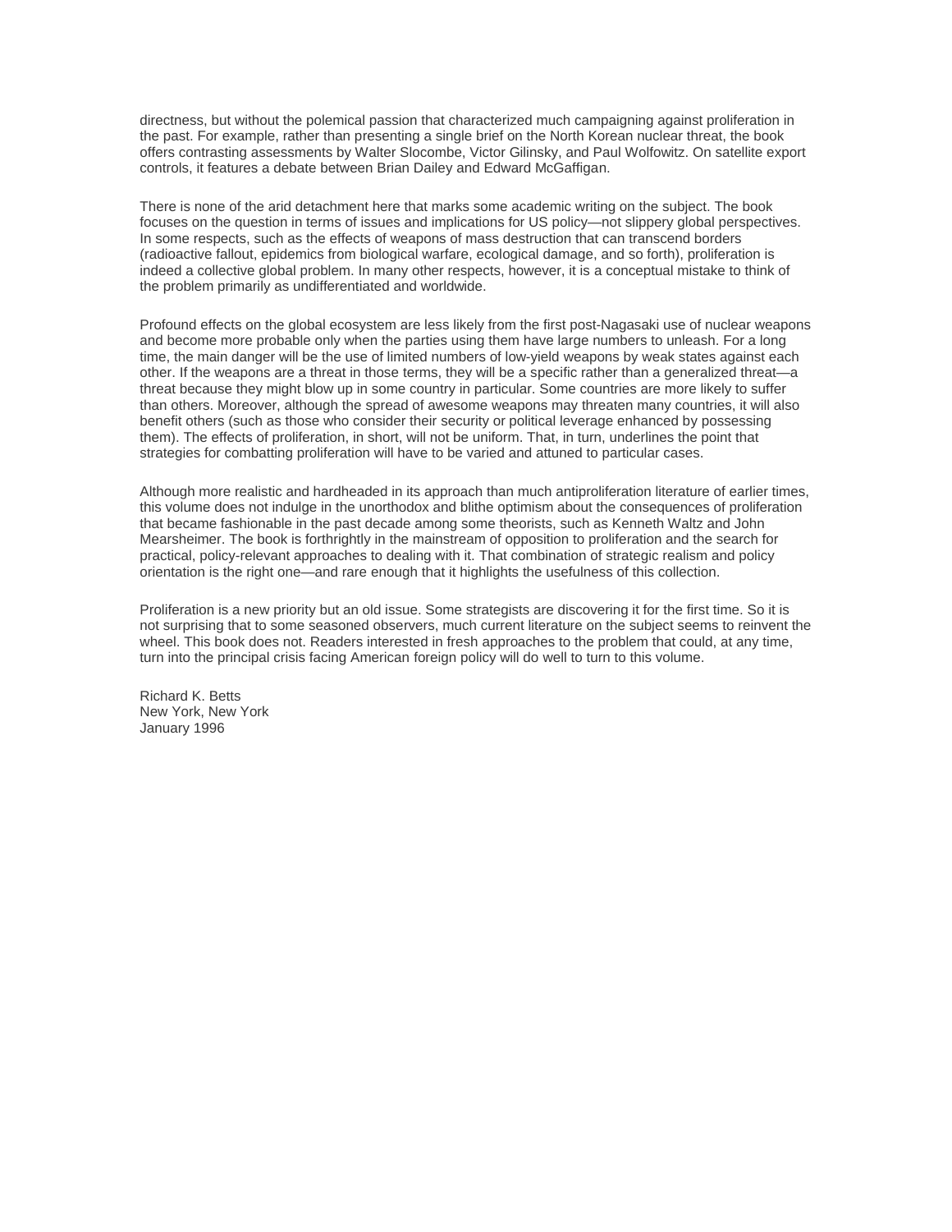directness, but without the polemical passion that characterized much campaigning against proliferation in the past. For example, rather than presenting a single brief on the North Korean nuclear threat, the book offers contrasting assessments by Walter Slocombe, Victor Gilinsky, and Paul Wolfowitz. On satellite export controls, it features a debate between Brian Dailey and Edward McGaffigan.

There is none of the arid detachment here that marks some academic writing on the subject. The book focuses on the question in terms of issues and implications for US policy—not slippery global perspectives. In some respects, such as the effects of weapons of mass destruction that can transcend borders (radioactive fallout, epidemics from biological warfare, ecological damage, and so forth), proliferation is indeed a collective global problem. In many other respects, however, it is a conceptual mistake to think of the problem primarily as undifferentiated and worldwide.

Profound effects on the global ecosystem are less likely from the first post-Nagasaki use of nuclear weapons and become more probable only when the parties using them have large numbers to unleash. For a long time, the main danger will be the use of limited numbers of low-yield weapons by weak states against each other. If the weapons are a threat in those terms, they will be a specific rather than a generalized threat—a threat because they might blow up in some country in particular. Some countries are more likely to suffer than others. Moreover, although the spread of awesome weapons may threaten many countries, it will also benefit others (such as those who consider their security or political leverage enhanced by possessing them). The effects of proliferation, in short, will not be uniform. That, in turn, underlines the point that strategies for combatting proliferation will have to be varied and attuned to particular cases.

Although more realistic and hardheaded in its approach than much antiproliferation literature of earlier times, this volume does not indulge in the unorthodox and blithe optimism about the consequences of proliferation that became fashionable in the past decade among some theorists, such as Kenneth Waltz and John Mearsheimer. The book is forthrightly in the mainstream of opposition to proliferation and the search for practical, policy-relevant approaches to dealing with it. That combination of strategic realism and policy orientation is the right one—and rare enough that it highlights the usefulness of this collection.

Proliferation is a new priority but an old issue. Some strategists are discovering it for the first time. So it is not surprising that to some seasoned observers, much current literature on the subject seems to reinvent the wheel. This book does not. Readers interested in fresh approaches to the problem that could, at any time, turn into the principal crisis facing American foreign policy will do well to turn to this volume.

Richard K. Betts
New York, New York
January 1996